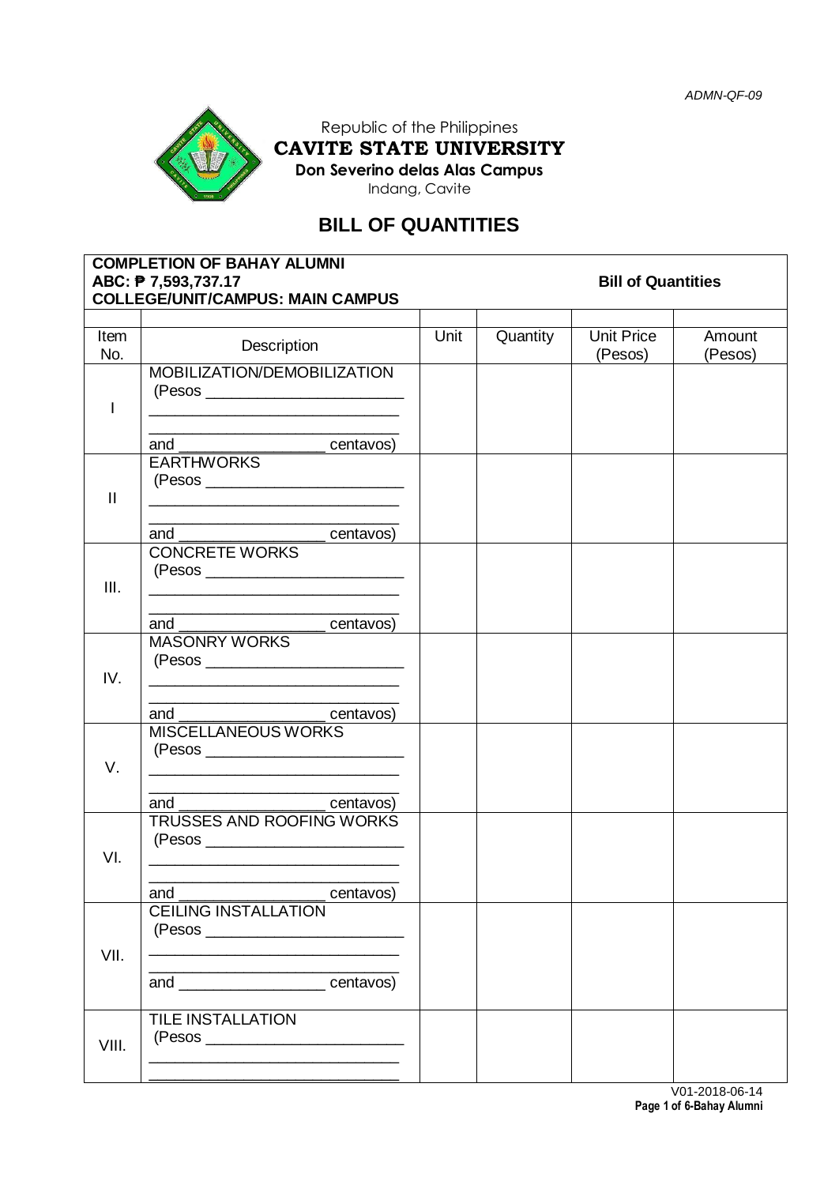ADMN-QF-09

Republic of the Philippines
**CAVITE STATE UNIVERSITY**
**Don Severino delas Alas Campus**
Indang, Cavite

# BILL OF QUANTITIES

**COMPLETION OF BAHAY ALUMNI**
**ABC: ₱ 7,593,737.17** **Bill of Quantities**
**COLLEGE/UNIT/CAMPUS: MAIN CAMPUS**

| Item No. | Description | Unit | Quantity | Unit Price (Pesos) | Amount (Pesos) |
|---|---|---|---|---|---|
| I | MOBILIZATION/DEMOBILIZATION (Pesos ________________________ ________________________ ________________________ and _________________ centavos) | | | | |
| II | EARTHWORKS (Pesos ________________________ ________________________ ________________________ and _________________ centavos) | | | | |
| III. | CONCRETE WORKS (Pesos ________________________ ________________________ ________________________ and _________________ centavos) | | | | |
| IV. | MASONRY WORKS (Pesos ________________________ ________________________ ________________________ and _________________ centavos) | | | | |
| V. | MISCELLANEOUS WORKS (Pesos ________________________ ________________________ ________________________ and _________________ centavos) | | | | |
| VI. | TRUSSES AND ROOFING WORKS (Pesos ________________________ ________________________ ________________________ and _________________ centavos) | | | | |
| VII. | CEILING INSTALLATION (Pesos ________________________ ________________________ ________________________ and _________________ centavos) | | | | |
| VIII. | TILE INSTALLATION (Pesos ________________________ ________________________ ________________________ | | | | |

V01-2018-06-14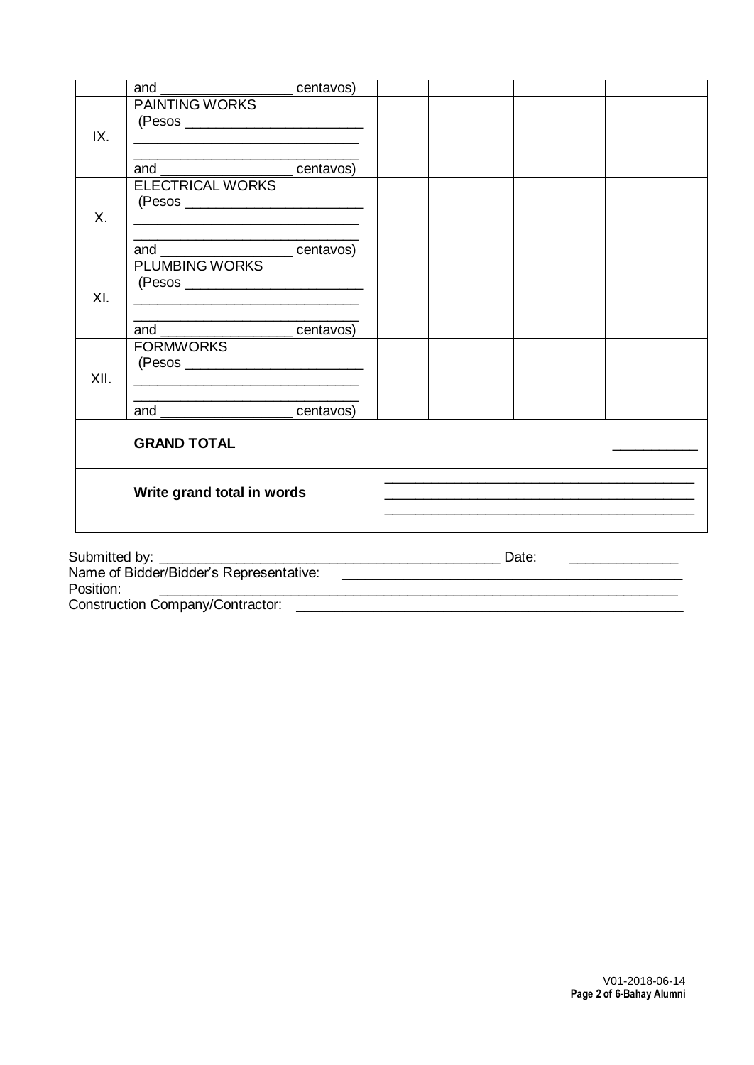| | | | | | |
|---|---|---|---|---|---|
| | and _________________ centavos) | | | | |
| IX. | PAINTING WORKS<br>(Pesos ________________________<br>______________________________<br>______________________________<br>and _________________ centavos) | | | | |
| X. | ELECTRICAL WORKS<br>(Pesos ________________________<br>______________________________<br>______________________________<br>and _________________ centavos) | | | | |
| XI. | PLUMBING WORKS<br>(Pesos ________________________<br>______________________________<br>______________________________<br>and _________________ centavos) | | | | |
| XII. | FORMWORKS<br>(Pesos ________________________<br>______________________________<br>______________________________<br>and _________________ centavos) | | | | |
| | **GRAND TOTAL** | | | | ___________ |
| | **Write grand total in words** | ________________________________________<br>________________________________________<br>________________________________________ | | | |

Submitted by: ____________________________________________ Date: ______________

Name of Bidder/Bidder's Representative: ____________________________________________

Position: ____________________________________________________________________

Construction Company/Contractor: ____________________________________________________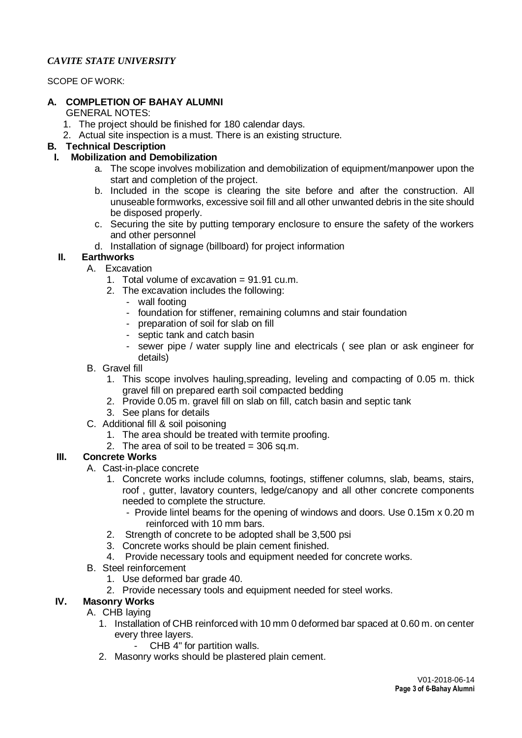*CAVITE STATE UNIVERSITY*

SCOPE OF WORK:

**A. COMPLETION OF BAHAY ALUMNI**

GENERAL NOTES:

1. The project should be finished for 180 calendar days.
2. Actual site inspection is a must. There is an existing structure.

**B. Technical Description**

**I. Mobilization and Demobilization**

a. The scope involves mobilization and demobilization of equipment/manpower upon the start and completion of the project.

b. Included in the scope is clearing the site before and after the construction. All unuseable formworks, excessive soil fill and all other unwanted debris in the site should be disposed properly.

c. Securing the site by putting temporary enclosure to ensure the safety of the workers and other personnel

d. Installation of signage (billboard) for project information

**II. Earthworks**

A. Excavation

1. Total volume of excavation = 91.91 cu.m.
2. The excavation includes the following:
   - wall footing
   - foundation for stiffener, remaining columns and stair foundation
   - preparation of soil for slab on fill
   - septic tank and catch basin
   - sewer pipe / water supply line and electricals ( see plan or ask engineer for details)

B. Gravel fill

1. This scope involves hauling,spreading, leveling and compacting of 0.05 m. thick gravel fill on prepared earth soil compacted bedding
2. Provide 0.05 m. gravel fill on slab on fill, catch basin and septic tank
3. See plans for details

C. Additional fill & soil poisoning

1. The area should be treated with termite proofing.
2. The area of soil to be treated = 306 sq.m.

**III. Concrete Works**

A. Cast-in-place concrete

1. Concrete works include columns, footings, stiffener columns, slab, beams, stairs, roof , gutter, lavatory counters, ledge/canopy and all other concrete components needed to complete the structure.
   - Provide lintel beams for the opening of windows and doors. Use 0.15m x 0.20 m reinforced with 10 mm bars.
2. Strength of concrete to be adopted shall be 3,500 psi
3. Concrete works should be plain cement finished.
4. Provide necessary tools and equipment needed for concrete works.

B. Steel reinforcement

1. Use deformed bar grade 40.
2. Provide necessary tools and equipment needed for steel works.

**IV. Masonry Works**

A. CHB laying

1. Installation of CHB reinforced with 10 mm 0 deformed bar spaced at 0.60 m. on center every three layers.
   - CHB 4" for partition walls.
2. Masonry works should be plastered plain cement.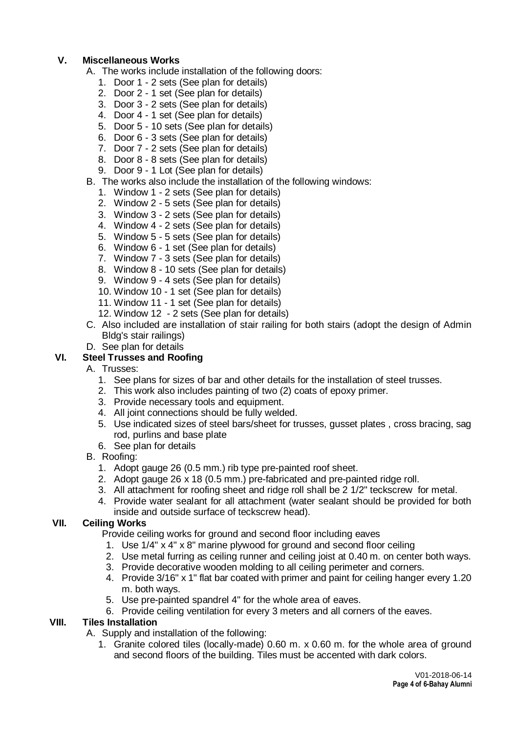## V. Miscellaneous Works

A. The works include installation of the following doors:
   1. Door 1 - 2 sets (See plan for details)
   2. Door 2 - 1 set (See plan for details)
   3. Door 3 - 2 sets (See plan for details)
   4. Door 4 - 1 set (See plan for details)
   5. Door 5 - 10 sets (See plan for details)
   6. Door 6 - 3 sets (See plan for details)
   7. Door 7 - 2 sets (See plan for details)
   8. Door 8 - 8 sets (See plan for details)
   9. Door 9 - 1 Lot (See plan for details)

B. The works also include the installation of the following windows:
   1. Window 1 - 2 sets (See plan for details)
   2. Window 2 - 5 sets (See plan for details)
   3. Window 3 - 2 sets (See plan for details)
   4. Window 4 - 2 sets (See plan for details)
   5. Window 5 - 5 sets (See plan for details)
   6. Window 6 - 1 set (See plan for details)
   7. Window 7 - 3 sets (See plan for details)
   8. Window 8 - 10 sets (See plan for details)
   9. Window 9 - 4 sets (See plan for details)
   10. Window 10 - 1 set (See plan for details)
   11. Window 11 - 1 set (See plan for details)
   12. Window 12 - 2 sets (See plan for details)

C. Also included are installation of stair railing for both stairs (adopt the design of Admin Bldg's stair railings)

D. See plan for details

## VI. Steel Trusses and Roofing

A. Trusses:
   1. See plans for sizes of bar and other details for the installation of steel trusses.
   2. This work also includes painting of two (2) coats of epoxy primer.
   3. Provide necessary tools and equipment.
   4. All joint connections should be fully welded.
   5. Use indicated sizes of steel bars/sheet for trusses, gusset plates , cross bracing, sag rod, purlins and base plate
   6. See plan for details

B. Roofing:
   1. Adopt gauge 26 (0.5 mm.) rib type pre-painted roof sheet.
   2. Adopt gauge 26 x 18 (0.5 mm.) pre-fabricated and pre-painted ridge roll.
   3. All attachment for roofing sheet and ridge roll shall be 2 1/2" teckscrew for metal.
   4. Provide water sealant for all attachment (water sealant should be provided for both inside and outside surface of teckscrew head).

## VII. Ceiling Works

Provide ceiling works for ground and second floor including eaves

1. Use 1/4" x 4" x 8" marine plywood for ground and second floor ceiling
2. Use metal furring as ceiling runner and ceiling joist at 0.40 m. on center both ways.
3. Provide decorative wooden molding to all ceiling perimeter and corners.
4. Provide 3/16" x 1" flat bar coated with primer and paint for ceiling hanger every 1.20 m. both ways.
5. Use pre-painted spandrel 4" for the whole area of eaves.
6. Provide ceiling ventilation for every 3 meters and all corners of the eaves.

## VIII. Tiles Installation

A. Supply and installation of the following:
   1. Granite colored tiles (locally-made) 0.60 m. x 0.60 m. for the whole area of ground and second floors of the building. Tiles must be accented with dark colors.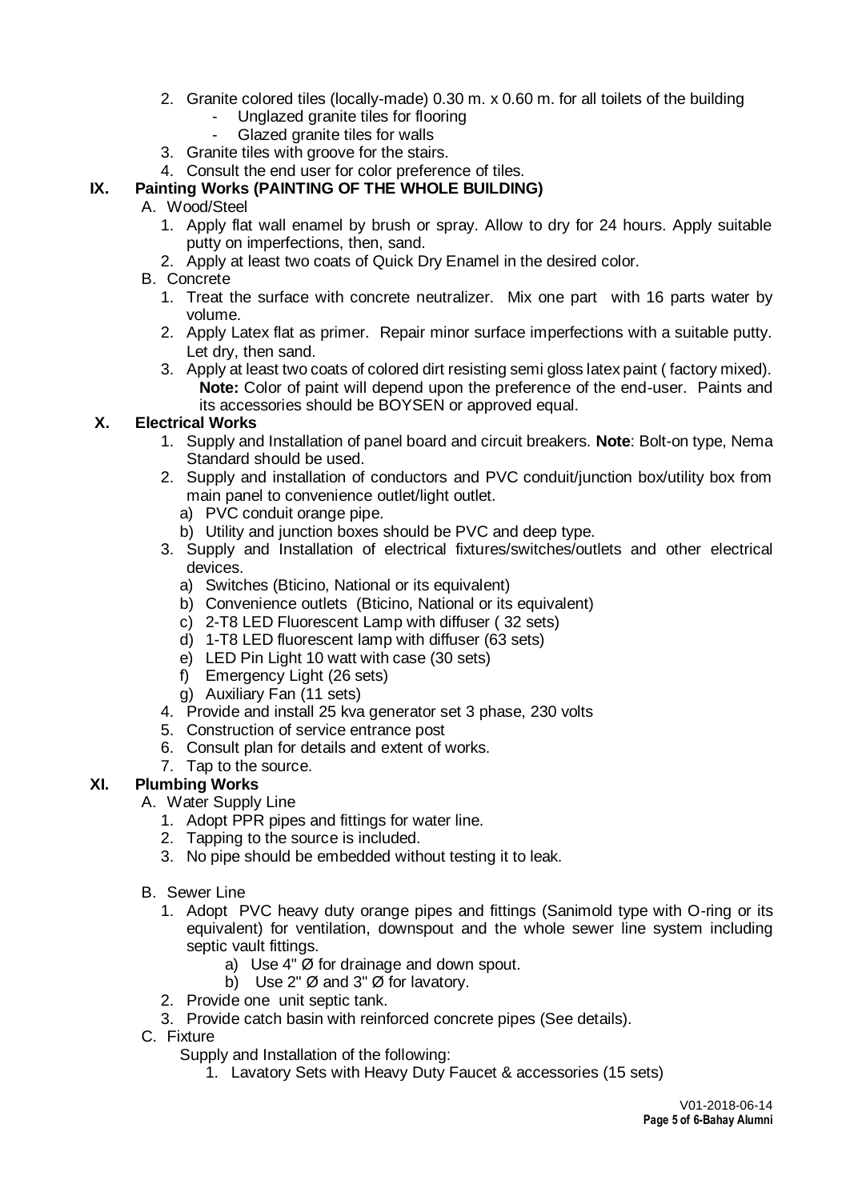2. Granite colored tiles (locally-made) 0.30 m. x 0.60 m. for all toilets of the building
   - Unglazed granite tiles for flooring
   - Glazed granite tiles for walls
3. Granite tiles with groove for the stairs.
4. Consult the end user for color preference of tiles.

## IX. Painting Works (PAINTING OF THE WHOLE BUILDING)

A. Wood/Steel

1. Apply flat wall enamel by brush or spray. Allow to dry for 24 hours. Apply suitable putty on imperfections, then, sand.
2. Apply at least two coats of Quick Dry Enamel in the desired color.

B. Concrete

1. Treat the surface with concrete neutralizer. Mix one part with 16 parts water by volume.
2. Apply Latex flat as primer. Repair minor surface imperfections with a suitable putty. Let dry, then sand.
3. Apply at least two coats of colored dirt resisting semi gloss latex paint ( factory mixed).
   **Note:** Color of paint will depend upon the preference of the end-user. Paints and its accessories should be BOYSEN or approved equal.

## X. Electrical Works

1. Supply and Installation of panel board and circuit breakers. **Note**: Bolt-on type, Nema Standard should be used.
2. Supply and installation of conductors and PVC conduit/junction box/utility box from main panel to convenience outlet/light outlet.
   a) PVC conduit orange pipe.
   b) Utility and junction boxes should be PVC and deep type.
3. Supply and Installation of electrical fixtures/switches/outlets and other electrical devices.
   a) Switches (Bticino, National or its equivalent)
   b) Convenience outlets (Bticino, National or its equivalent)
   c) 2-T8 LED Fluorescent Lamp with diffuser ( 32 sets)
   d) 1-T8 LED fluorescent lamp with diffuser (63 sets)
   e) LED Pin Light 10 watt with case (30 sets)
   f) Emergency Light (26 sets)
   g) Auxiliary Fan (11 sets)
4. Provide and install 25 kva generator set 3 phase, 230 volts
5. Construction of service entrance post
6. Consult plan for details and extent of works.
7. Tap to the source.

## XI. Plumbing Works

A. Water Supply Line

1. Adopt PPR pipes and fittings for water line.
2. Tapping to the source is included.
3. No pipe should be embedded without testing it to leak.

B. Sewer Line

1. Adopt PVC heavy duty orange pipes and fittings (Sanimold type with O-ring or its equivalent) for ventilation, downspout and the whole sewer line system including septic vault fittings.
   a) Use 4" Ø for drainage and down spout.
   b) Use 2" Ø and 3" Ø for lavatory.
2. Provide one unit septic tank.
3. Provide catch basin with reinforced concrete pipes (See details).

C. Fixture

Supply and Installation of the following:

1. Lavatory Sets with Heavy Duty Faucet & accessories (15 sets)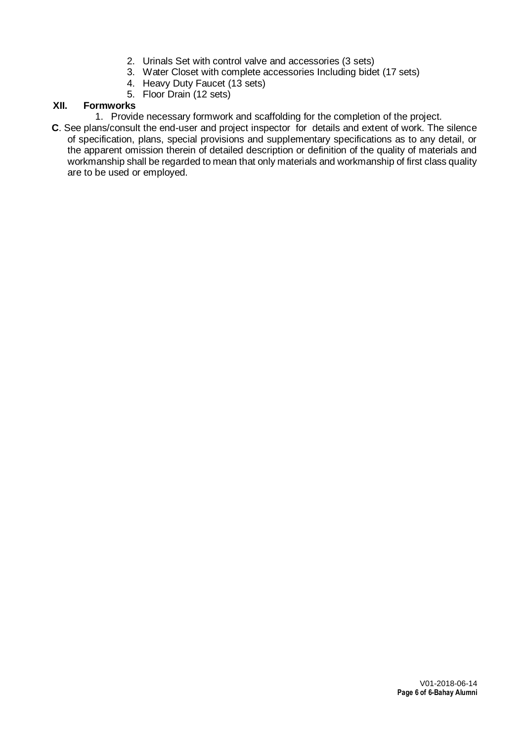2. Urinals Set with control valve and accessories (3 sets)
3. Water Closet with complete accessories Including bidet (17 sets)
4. Heavy Duty Faucet (13 sets)
5. Floor Drain (12 sets)

**XII. Formworks**

1. Provide necessary formwork and scaffolding for the completion of the project.

**C**. See plans/consult the end-user and project inspector for details and extent of work. The silence of specification, plans, special provisions and supplementary specifications as to any detail, or the apparent omission therein of detailed description or definition of the quality of materials and workmanship shall be regarded to mean that only materials and workmanship of first class quality are to be used or employed.